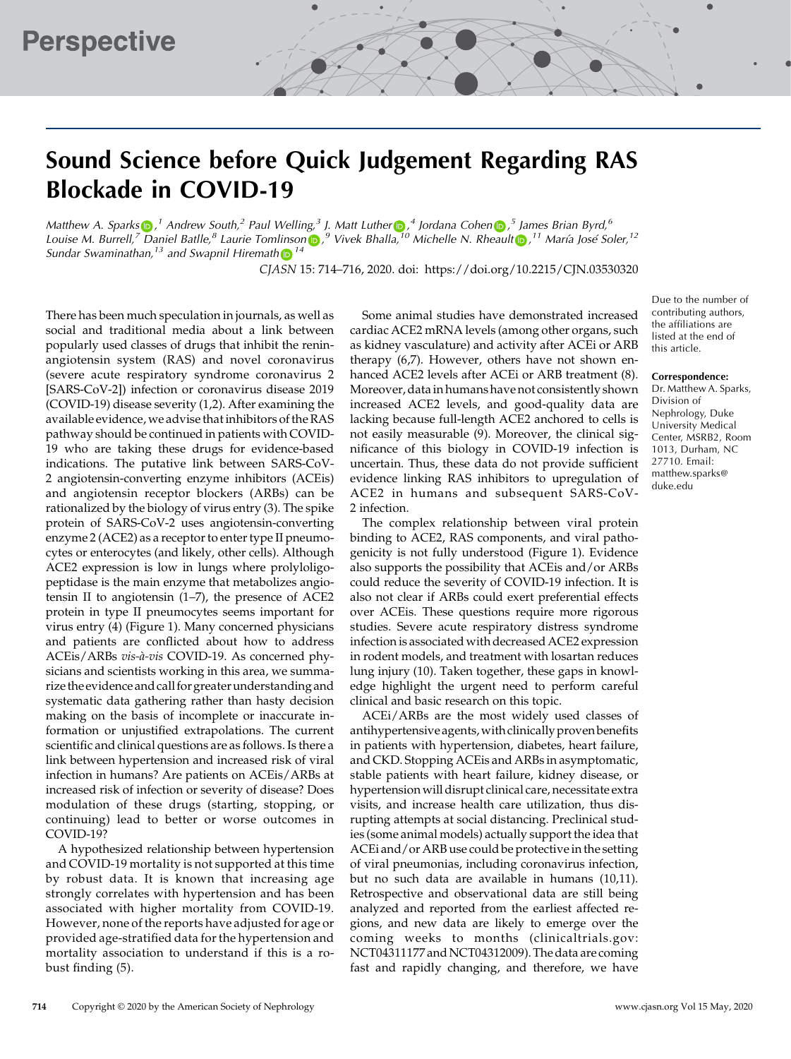Perspective

# Sound Science before Quick Judgement Regarding RAS Blockade in COVID-19

*Matthew A. Sparks*,[1] *Andrew South*,[2] *Paul Welling*,[3] *J. Matt Luther*,[4] *Jordana Cohen*,[5] *James Brian Byrd*,[6] *Louise M. Burrell*,[7] *Daniel Batlle*,[8] *Laurie Tomlinson*,[9] *Vivek Bhalla*,[10] *Michelle N. Rheault*,[11] *María José Soler*,[12] *Sundar Swaminathan*,[13] *and Swapnil Hiremath*[14]

*CJASN* 15: 714–716, 2020. doi: https://doi.org/10.2215/CJN.03530320

Due to the number of contributing authors, the affiliations are listed at the end of this article.

**Correspondence:** Dr. Matthew A. Sparks, Division of Nephrology, Duke University Medical Center, MSRB2, Room 1013, Durham, NC 27710. Email: matthew.sparks@duke.edu

There has been much speculation in journals, as well as social and traditional media about a link between popularly used classes of drugs that inhibit the renin-angiotensin system (RAS) and novel coronavirus (severe acute respiratory syndrome coronavirus 2 [SARS-CoV-2]) infection or coronavirus disease 2019 (COVID-19) disease severity (1,2). After examining the available evidence, we advise that inhibitors of the RAS pathway should be continued in patients with COVID-19 who are taking these drugs for evidence-based indications. The putative link between SARS-CoV-2 angiotensin-converting enzyme inhibitors (ACEis) and angiotensin receptor blockers (ARBs) can be rationalized by the biology of virus entry (3). The spike protein of SARS-CoV-2 uses angiotensin-converting enzyme 2 (ACE2) as a receptor to enter type II pneumocytes or enterocytes (and likely, other cells). Although ACE2 expression is low in lungs where prolyloligopeptidase is the main enzyme that metabolizes angiotensin II to angiotensin (1–7), the presence of ACE2 protein in type II pneumocytes seems important for virus entry (4) (Figure 1). Many concerned physicians and patients are conflicted about how to address ACEis/ARBs *vis-à-vis* COVID-19. As concerned physicians and scientists working in this area, we summarize the evidence and call for greater understanding and systematic data gathering rather than hasty decision making on the basis of incomplete or inaccurate information or unjustified extrapolations. The current scientific and clinical questions are as follows. Is there a link between hypertension and increased risk of viral infection in humans? Are patients on ACEis/ARBs at increased risk of infection or severity of disease? Does modulation of these drugs (starting, stopping, or continuing) lead to better or worse outcomes in COVID-19?

A hypothesized relationship between hypertension and COVID-19 mortality is not supported at this time by robust data. It is known that increasing age strongly correlates with hypertension and has been associated with higher mortality from COVID-19. However, none of the reports have adjusted for age or provided age-stratified data for the hypertension and mortality association to understand if this is a robust finding (5).

Some animal studies have demonstrated increased cardiac ACE2 mRNA levels (among other organs, such as kidney vasculature) and activity after ACEi or ARB therapy (6,7). However, others have not shown enhanced ACE2 levels after ACEi or ARB treatment (8). Moreover, data in humans have not consistently shown increased ACE2 levels, and good-quality data are lacking because full-length ACE2 anchored to cells is not easily measurable (9). Moreover, the clinical significance of this biology in COVID-19 infection is uncertain. Thus, these data do not provide sufficient evidence linking RAS inhibitors to upregulation of ACE2 in humans and subsequent SARS-CoV-2 infection.

The complex relationship between viral protein binding to ACE2, RAS components, and viral pathogenicity is not fully understood (Figure 1). Evidence also supports the possibility that ACEis and/or ARBs could reduce the severity of COVID-19 infection. It is also not clear if ARBs could exert preferential effects over ACEis. These questions require more rigorous studies. Severe acute respiratory distress syndrome infection is associated with decreased ACE2 expression in rodent models, and treatment with losartan reduces lung injury (10). Taken together, these gaps in knowledge highlight the urgent need to perform careful clinical and basic research on this topic.

ACEi/ARBs are the most widely used classes of antihypertensive agents, with clinically proven benefits in patients with hypertension, diabetes, heart failure, and CKD. Stopping ACEis and ARBs in asymptomatic, stable patients with heart failure, kidney disease, or hypertension will disrupt clinical care, necessitate extra visits, and increase health care utilization, thus disrupting attempts at social distancing. Preclinical studies (some animal models) actually support the idea that ACEi and/or ARB use could be protective in the setting of viral pneumonias, including coronavirus infection, but no such data are available in humans (10,11). Retrospective and observational data are still being analyzed and reported from the earliest affected regions, and new data are likely to emerge over the coming weeks to months (clinicaltrials.gov: NCT04311177 and NCT04312009). The data are coming fast and rapidly changing, and therefore, we have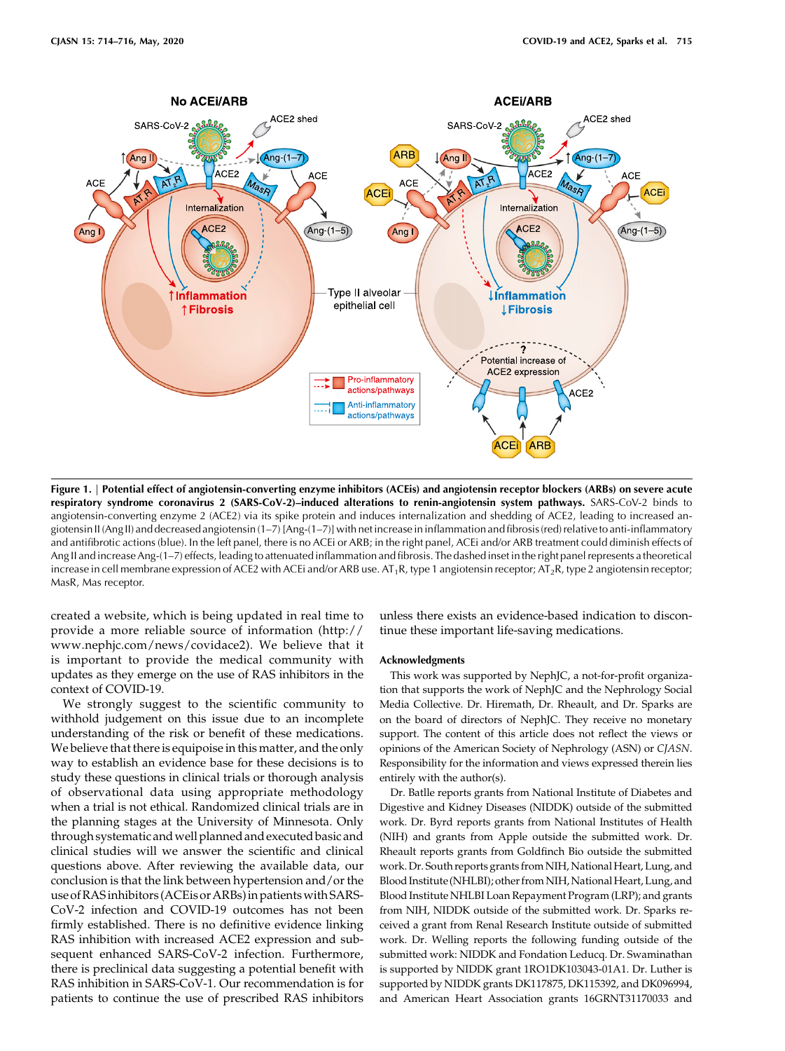**Figure 1. | Potential effect of angiotensin-converting enzyme inhibitors (ACEis) and angiotensin receptor blockers (ARBs) on severe acute respiratory syndrome coronavirus 2 (SARS-CoV-2)–induced alterations to renin-angiotensin system pathways.** SARS-CoV-2 binds to angiotensin-converting enzyme 2 (ACE2) via its spike protein and induces internalization and shedding of ACE2, leading to increased angiotensin II (Ang II) and decreased angiotensin (1–7) [Ang-(1–7)] with net increase in inflammation and fibrosis (red) relative to anti-inflammatory and antifibrotic actions (blue). In the left panel, there is no ACEi or ARB; in the right panel, ACEi and/or ARB treatment could diminish effects of Ang II and increase Ang-(1–7) effects, leading to attenuated inflammation and fibrosis. The dashed inset in the right panel represents a theoretical increase in cell membrane expression of ACE2 with ACEi and/or ARB use. $AT_1R$, type 1 angiotensin receptor; $AT_2R$, type 2 angiotensin receptor; MasR, Mas receptor.

created a website, which is being updated in real time to provide a more reliable source of information (http://www.nephjc.com/news/covidace2). We believe that it is important to provide the medical community with updates as they emerge on the use of RAS inhibitors in the context of COVID-19.

We strongly suggest to the scientific community to withhold judgement on this issue due to an incomplete understanding of the risk or benefit of these medications. We believe that there is equipoise in this matter, and the only way to establish an evidence base for these decisions is to study these questions in clinical trials or thorough analysis of observational data using appropriate methodology when a trial is not ethical. Randomized clinical trials are in the planning stages at the University of Minnesota. Only through systematic and well planned and executed basic and clinical studies will we answer the scientific and clinical questions above. After reviewing the available data, our conclusion is that the link between hypertension and/or the use of RAS inhibitors (ACEis or ARBs) in patients with SARS-CoV-2 infection and COVID-19 outcomes has not been firmly established. There is no definitive evidence linking RAS inhibition with increased ACE2 expression and subsequent enhanced SARS-CoV-2 infection. Furthermore, there is preclinical data suggesting a potential benefit with RAS inhibition in SARS-CoV-1. Our recommendation is for patients to continue the use of prescribed RAS inhibitors unless there exists an evidence-based indication to discontinue these important life-saving medications.

### Acknowledgments

This work was supported by NephJC, a not-for-profit organization that supports the work of NephJC and the Nephrology Social Media Collective. Dr. Hiremath, Dr. Rheault, and Dr. Sparks are on the board of directors of NephJC. They receive no monetary support. The content of this article does not reflect the views or opinions of the American Society of Nephrology (ASN) or *CJASN*. Responsibility for the information and views expressed therein lies entirely with the author(s).

Dr. Batlle reports grants from National Institute of Diabetes and Digestive and Kidney Diseases (NIDDK) outside of the submitted work. Dr. Byrd reports grants from National Institutes of Health (NIH) and grants from Apple outside the submitted work. Dr. Rheault reports grants from Goldfinch Bio outside the submitted work. Dr. South reports grants from NIH, National Heart, Lung, and Blood Institute (NHLBI); other from NIH, National Heart, Lung, and Blood Institute NHLBI Loan Repayment Program (LRP); and grants from NIH, NIDDK outside of the submitted work. Dr. Sparks received a grant from Renal Research Institute outside of submitted work. Dr. Welling reports the following funding outside of the submitted work: NIDDK and Fondation Leducq. Dr. Swaminathan is supported by NIDDK grant 1RO1DK103043-01A1. Dr. Luther is supported by NIDDK grants DK117875, DK115392, and DK096994, and American Heart Association grants 16GRNT31170033 and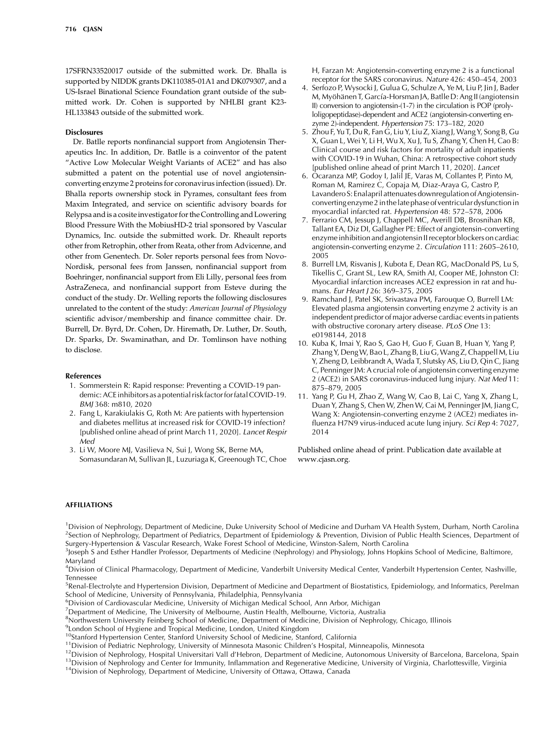17SFRN33520017 outside of the submitted work. Dr. Bhalla is supported by NIDDK grants DK110385-01A1 and DK079307, and a US-Israel Binational Science Foundation grant outside of the submitted work. Dr. Cohen is supported by NHLBI grant K23-HL133843 outside of the submitted work.

### Disclosures

Dr. Batlle reports nonfinancial support from Angiotensin Therapeutics Inc. In addition, Dr. Batlle is a coinventor of the patent "Active Low Molecular Weight Variants of ACE2" and has also submitted a patent on the potential use of novel angiotensin-converting enzyme 2 proteins for coronavirus infection (issued). Dr. Bhalla reports ownership stock in Pyrames, consultant fees from Maxim Integrated, and service on scientific advisory boards for Relypsa and is a cosite investigator for the Controlling and Lowering Blood Pressure With the MobiusHD-2 trial sponsored by Vascular Dynamics, Inc. outside the submitted work. Dr. Rheault reports other from Retrophin, other from Reata, other from Advicenne, and other from Genentech. Dr. Soler reports personal fees from Novo-Nordisk, personal fees from Janssen, nonfinancial support from Boehringer, nonfinancial support from Eli Lilly, personal fees from AstraZeneca, and nonfinancial support from Esteve during the conduct of the study. Dr. Welling reports the following disclosures unrelated to the content of the study: *American Journal of Physiology* scientific advisor/membership and finance committee chair. Dr. Burrell, Dr. Byrd, Dr. Cohen, Dr. Hiremath, Dr. Luther, Dr. South, Dr. Sparks, Dr. Swaminathan, and Dr. Tomlinson have nothing to disclose.

### References

1. Sommerstein R: Rapid response: Preventing a COVID-19 pandemic: ACE inhibitors as a potential risk factor for fatal COVID-19. *BMJ* 368: m810, 2020
2. Fang L, Karakiulakis G, Roth M: Are patients with hypertension and diabetes mellitus at increased risk for COVID-19 infection? [published online ahead of print March 11, 2020]. *Lancet Respir Med*
3. Li W, Moore MJ, Vasilieva N, Sui J, Wong SK, Berne MA, Somasundaran M, Sullivan JL, Luzuriaga K, Greenough TC, Choe H, Farzan M: Angiotensin-converting enzyme 2 is a functional receptor for the SARS coronavirus. *Nature* 426: 450–454, 2003
4. Serfozo P, Wysocki J, Gulua G, Schulze A, Ye M, Liu P, Jin J, Bader M, Myöhänen T, García-Horsman JA, Batlle D: Ang II (angiotensin II) conversion to angiotensin-(1-7) in the circulation is POP (prolyloligopeptidase)-dependent and ACE2 (angiotensin-converting enzyme 2)-independent. *Hypertension* 75: 173–182, 2020
5. Zhou F, Yu T, Du R, Fan G, Liu Y, Liu Z, Xiang J, Wang Y, Song B, Gu X, Guan L, Wei Y, Li H, Wu X, Xu J, Tu S, Zhang Y, Chen H, Cao B: Clinical course and risk factors for mortality of adult inpatients with COVID-19 in Wuhan, China: A retrospective cohort study [published online ahead of print March 11, 2020]. *Lancet*
6. Ocaranza MP, Godoy I, Jalil JE, Varas M, Collantes P, Pinto M, Roman M, Ramirez C, Copaja M, Diaz-Araya G, Castro P, Lavandero S: Enalapril attenuates downregulation of Angiotensin-converting enzyme 2 in the late phase of ventricular dysfunction in myocardial infarcted rat. *Hypertension* 48: 572–578, 2006
7. Ferrario CM, Jessup J, Chappell MC, Averill DB, Brosnihan KB, Tallant EA, Diz DI, Gallagher PE: Effect of angiotensin-converting enzyme inhibition and angiotensin II receptor blockers on cardiac angiotensin-converting enzyme 2. *Circulation* 111: 2605–2610, 2005
8. Burrell LM, Risvanis J, Kubota E, Dean RG, MacDonald PS, Lu S, Tikellis C, Grant SL, Lew RA, Smith AI, Cooper ME, Johnston CI: Myocardial infarction increases ACE2 expression in rat and humans. *Eur Heart J* 26: 369–375, 2005
9. Ramchand J, Patel SK, Srivastava PM, Farouque O, Burrell LM: Elevated plasma angiotensin converting enzyme 2 activity is an independent predictor of major adverse cardiac events in patients with obstructive coronary artery disease. *PLoS One* 13: e0198144, 2018
10. Kuba K, Imai Y, Rao S, Gao H, Guo F, Guan B, Huan Y, Yang P, Zhang Y, Deng W, Bao L, Zhang B, Liu G, Wang Z, Chappell M, Liu Y, Zheng D, Leibbrandt A, Wada T, Slutsky AS, Liu D, Qin C, Jiang C, Penninger JM: A crucial role of angiotensin converting enzyme 2 (ACE2) in SARS coronavirus-induced lung injury. *Nat Med* 11: 875–879, 2005
11. Yang P, Gu H, Zhao Z, Wang W, Cao B, Lai C, Yang X, Zhang L, Duan Y, Zhang S, Chen W, Zhen W, Cai M, Penninger JM, Jiang C, Wang X: Angiotensin-converting enzyme 2 (ACE2) mediates influenza H7N9 virus-induced acute lung injury. *Sci Rep* 4: 7027, 2014

Published online ahead of print. Publication date available at www.cjasn.org.

### AFFILIATIONS

[1]Division of Nephrology, Department of Medicine, Duke University School of Medicine and Durham VA Health System, Durham, North Carolina
[2]Section of Nephrology, Department of Pediatrics, Department of Epidemiology & Prevention, Division of Public Health Sciences, Department of Surgery-Hypertension & Vascular Research, Wake Forest School of Medicine, Winston-Salem, North Carolina
[3]Joseph S and Esther Handler Professor, Departments of Medicine (Nephrology) and Physiology, Johns Hopkins School of Medicine, Baltimore, Maryland
[4]Division of Clinical Pharmacology, Department of Medicine, Vanderbilt University Medical Center, Vanderbilt Hypertension Center, Nashville, Tennessee
[5]Renal-Electrolyte and Hypertension Division, Department of Medicine and Department of Biostatistics, Epidemiology, and Informatics, Perelman School of Medicine, University of Pennsylvania, Philadelphia, Pennsylvania
[6]Division of Cardiovascular Medicine, University of Michigan Medical School, Ann Arbor, Michigan
[7]Department of Medicine, The University of Melbourne, Austin Health, Melbourne, Victoria, Australia
[8]Northwestern University Feinberg School of Medicine, Department of Medicine, Division of Nephrology, Chicago, Illinois
[9]London School of Hygiene and Tropical Medicine, London, United Kingdom
[10]Stanford Hypertension Center, Stanford University School of Medicine, Stanford, California
[11]Division of Pediatric Nephrology, University of Minnesota Masonic Children's Hospital, Minneapolis, Minnesota
[12]Division of Nephrology, Hospital Universitari Vall d'Hebron, Department of Medicine, Autonomous University of Barcelona, Barcelona, Spain
[13]Division of Nephrology and Center for Immunity, Inflammation and Regenerative Medicine, University of Virginia, Charlottesville, Virginia
[14]Division of Nephrology, Department of Medicine, University of Ottawa, Ottawa, Canada